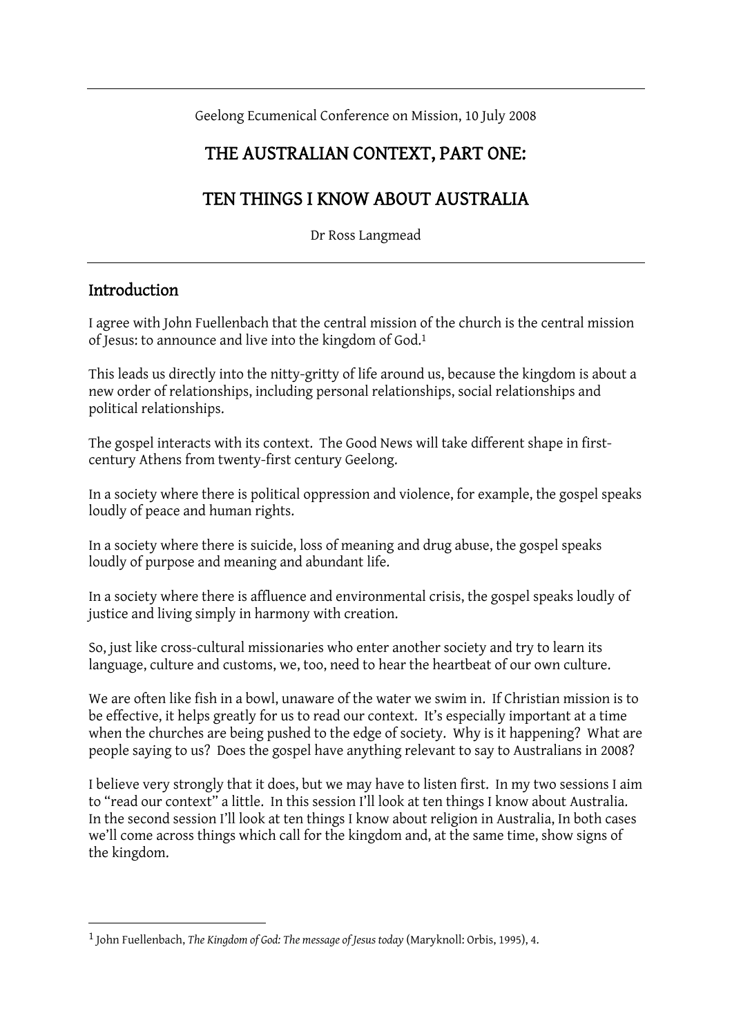Geelong Ecumenical Conference on Mission, 10 July 2008

# THE AUSTRALIAN CONTEXT, PART ONE:

# TEN THINGS I KNOW ABOUT AUSTRALIA

Dr Ross Langmead

## Introduction

I agree with John Fuellenbach that the central mission of the church is the central mission of Jesus: to announce and live into the kingdom of God.[1]

This leads us directly into the nitty-gritty of life around us, because the kingdom is about a new order of relationships, including personal relationships, social relationships and political relationships.

The gospel interacts with its context. The Good News will take different shape in first-century Athens from twenty-first century Geelong.

In a society where there is political oppression and violence, for example, the gospel speaks loudly of peace and human rights.

In a society where there is suicide, loss of meaning and drug abuse, the gospel speaks loudly of purpose and meaning and abundant life.

In a society where there is affluence and environmental crisis, the gospel speaks loudly of justice and living simply in harmony with creation.

So, just like cross-cultural missionaries who enter another society and try to learn its language, culture and customs, we, too, need to hear the heartbeat of our own culture.

We are often like fish in a bowl, unaware of the water we swim in. If Christian mission is to be effective, it helps greatly for us to read our context. It's especially important at a time when the churches are being pushed to the edge of society. Why is it happening? What are people saying to us? Does the gospel have anything relevant to say to Australians in 2008?

I believe very strongly that it does, but we may have to listen first. In my two sessions I aim to "read our context" a little. In this session I'll look at ten things I know about Australia. In the second session I'll look at ten things I know about religion in Australia, In both cases we'll come across things which call for the kingdom and, at the same time, show signs of the kingdom.

---

[1] John Fuellenbach, *The Kingdom of God: The message of Jesus today* (Maryknoll: Orbis, 1995), 4.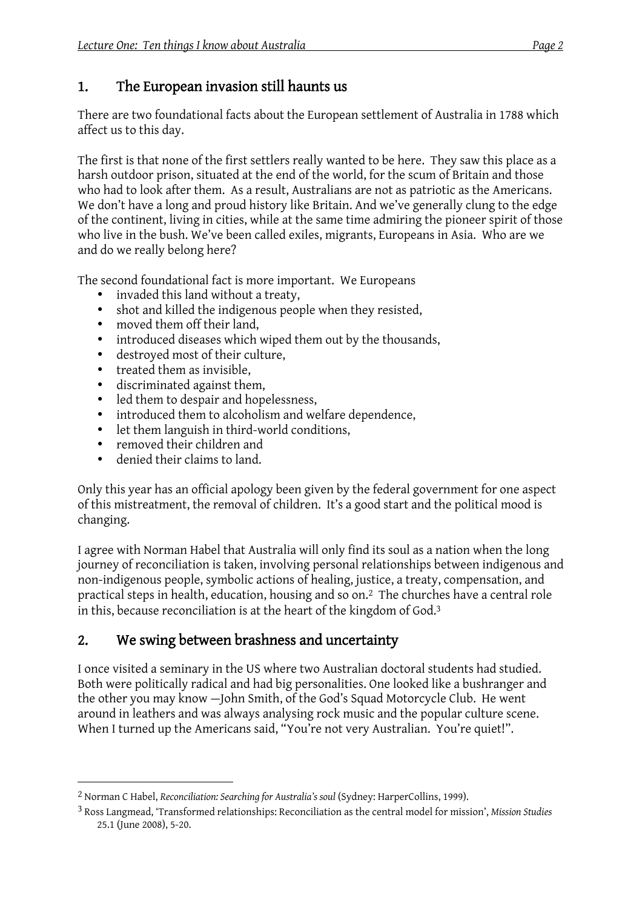## 1. The European invasion still haunts us

There are two foundational facts about the European settlement of Australia in 1788 which affect us to this day.

The first is that none of the first settlers really wanted to be here. They saw this place as a harsh outdoor prison, situated at the end of the world, for the scum of Britain and those who had to look after them. As a result, Australians are not as patriotic as the Americans. We don't have a long and proud history like Britain. And we've generally clung to the edge of the continent, living in cities, while at the same time admiring the pioneer spirit of those who live in the bush. We've been called exiles, migrants, Europeans in Asia. Who are we and do we really belong here?

The second foundational fact is more important. We Europeans

- invaded this land without a treaty,
- shot and killed the indigenous people when they resisted,
- moved them off their land,
- introduced diseases which wiped them out by the thousands,
- destroyed most of their culture,
- treated them as invisible,
- discriminated against them,
- led them to despair and hopelessness,
- introduced them to alcoholism and welfare dependence,
- let them languish in third-world conditions,
- removed their children and
- denied their claims to land.

Only this year has an official apology been given by the federal government for one aspect of this mistreatment, the removal of children. It's a good start and the political mood is changing.

I agree with Norman Habel that Australia will only find its soul as a nation when the long journey of reconciliation is taken, involving personal relationships between indigenous and non-indigenous people, symbolic actions of healing, justice, a treaty, compensation, and practical steps in health, education, housing and so on.[2] The churches have a central role in this, because reconciliation is at the heart of the kingdom of God.[3]

## 2. We swing between brashness and uncertainty

I once visited a seminary in the US where two Australian doctoral students had studied. Both were politically radical and had big personalities. One looked like a bushranger and the other you may know —John Smith, of the God's Squad Motorcycle Club. He went around in leathers and was always analysing rock music and the popular culture scene. When I turned up the Americans said, "You're not very Australian. You're quiet!".

---

[2] Norman C Habel, *Reconciliation: Searching for Australia's soul* (Sydney: HarperCollins, 1999).

[3] Ross Langmead, 'Transformed relationships: Reconciliation as the central model for mission', *Mission Studies* 25.1 (June 2008), 5-20.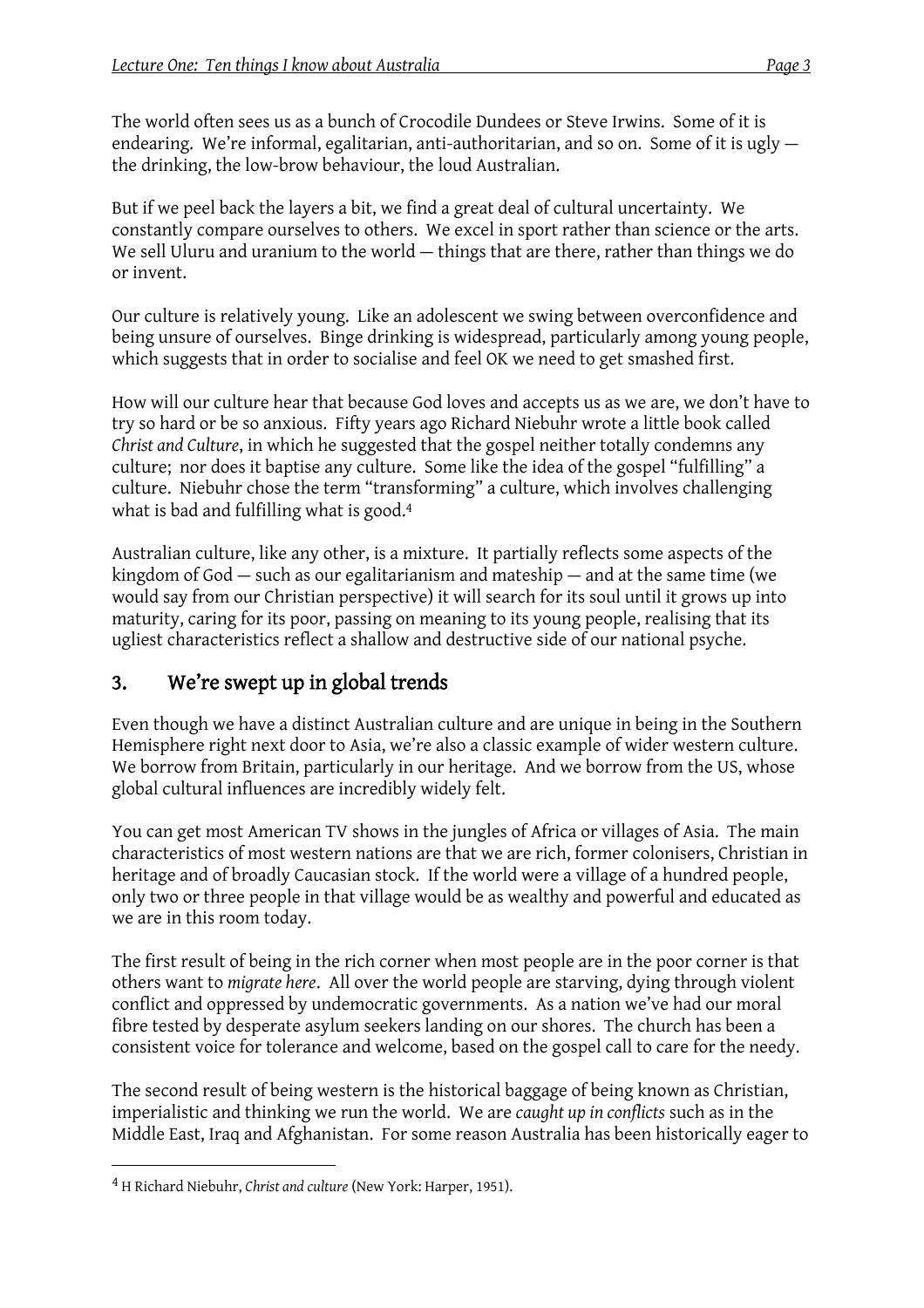The world often sees us as a bunch of Crocodile Dundees or Steve Irwins. Some of it is endearing. We're informal, egalitarian, anti-authoritarian, and so on. Some of it is ugly — the drinking, the low-brow behaviour, the loud Australian.

But if we peel back the layers a bit, we find a great deal of cultural uncertainty. We constantly compare ourselves to others. We excel in sport rather than science or the arts. We sell Uluru and uranium to the world — things that are there, rather than things we do or invent.

Our culture is relatively young. Like an adolescent we swing between overconfidence and being unsure of ourselves. Binge drinking is widespread, particularly among young people, which suggests that in order to socialise and feel OK we need to get smashed first.

How will our culture hear that because God loves and accepts us as we are, we don't have to try so hard or be so anxious. Fifty years ago Richard Niebuhr wrote a little book called *Christ and Culture*, in which he suggested that the gospel neither totally condemns any culture; nor does it baptise any culture. Some like the idea of the gospel "fulfilling" a culture. Niebuhr chose the term "transforming" a culture, which involves challenging what is bad and fulfilling what is good.[4]

Australian culture, like any other, is a mixture. It partially reflects some aspects of the kingdom of God — such as our egalitarianism and mateship — and at the same time (we would say from our Christian perspective) it will search for its soul until it grows up into maturity, caring for its poor, passing on meaning to its young people, realising that its ugliest characteristics reflect a shallow and destructive side of our national psyche.

## 3. We're swept up in global trends

Even though we have a distinct Australian culture and are unique in being in the Southern Hemisphere right next door to Asia, we're also a classic example of wider western culture. We borrow from Britain, particularly in our heritage. And we borrow from the US, whose global cultural influences are incredibly widely felt.

You can get most American TV shows in the jungles of Africa or villages of Asia. The main characteristics of most western nations are that we are rich, former colonisers, Christian in heritage and of broadly Caucasian stock. If the world were a village of a hundred people, only two or three people in that village would be as wealthy and powerful and educated as we are in this room today.

The first result of being in the rich corner when most people are in the poor corner is that others want to *migrate here*. All over the world people are starving, dying through violent conflict and oppressed by undemocratic governments. As a nation we've had our moral fibre tested by desperate asylum seekers landing on our shores. The church has been a consistent voice for tolerance and welcome, based on the gospel call to care for the needy.

The second result of being western is the historical baggage of being known as Christian, imperialistic and thinking we run the world. We are *caught up in conflicts* such as in the Middle East, Iraq and Afghanistan. For some reason Australia has been historically eager to

---

[4] H Richard Niebuhr, *Christ and culture* (New York: Harper, 1951).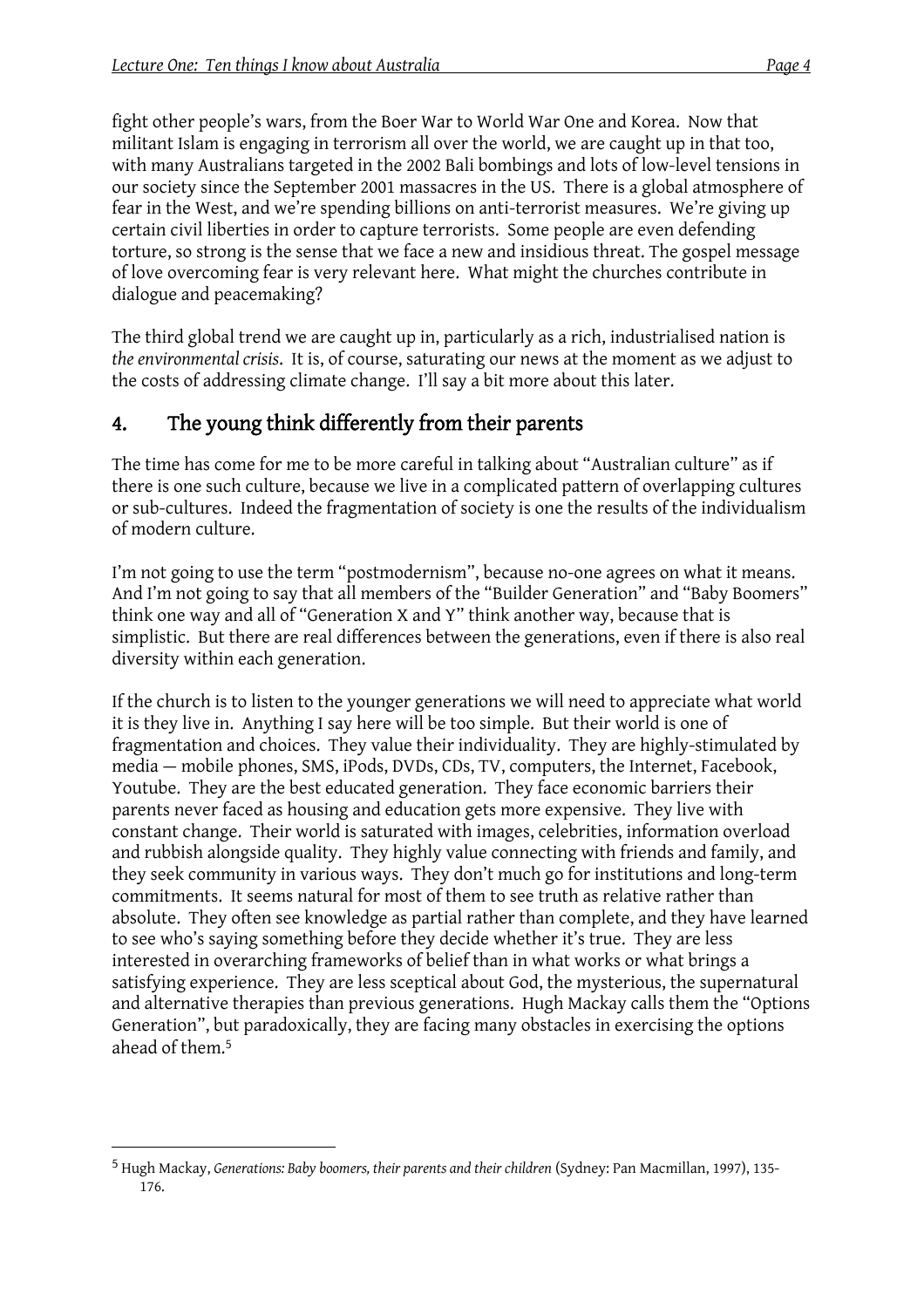fight other people's wars, from the Boer War to World War One and Korea. Now that militant Islam is engaging in terrorism all over the world, we are caught up in that too, with many Australians targeted in the 2002 Bali bombings and lots of low-level tensions in our society since the September 2001 massacres in the US. There is a global atmosphere of fear in the West, and we're spending billions on anti-terrorist measures. We're giving up certain civil liberties in order to capture terrorists. Some people are even defending torture, so strong is the sense that we face a new and insidious threat. The gospel message of love overcoming fear is very relevant here. What might the churches contribute in dialogue and peacemaking?

The third global trend we are caught up in, particularly as a rich, industrialised nation is *the environmental crisis*. It is, of course, saturating our news at the moment as we adjust to the costs of addressing climate change. I'll say a bit more about this later.

## 4. The young think differently from their parents

The time has come for me to be more careful in talking about "Australian culture" as if there is one such culture, because we live in a complicated pattern of overlapping cultures or sub-cultures. Indeed the fragmentation of society is one the results of the individualism of modern culture.

I'm not going to use the term "postmodernism", because no-one agrees on what it means. And I'm not going to say that all members of the "Builder Generation" and "Baby Boomers" think one way and all of "Generation X and Y" think another way, because that is simplistic. But there are real differences between the generations, even if there is also real diversity within each generation.

If the church is to listen to the younger generations we will need to appreciate what world it is they live in. Anything I say here will be too simple. But their world is one of fragmentation and choices. They value their individuality. They are highly-stimulated by media — mobile phones, SMS, iPods, DVDs, CDs, TV, computers, the Internet, Facebook, Youtube. They are the best educated generation. They face economic barriers their parents never faced as housing and education gets more expensive. They live with constant change. Their world is saturated with images, celebrities, information overload and rubbish alongside quality. They highly value connecting with friends and family, and they seek community in various ways. They don't much go for institutions and long-term commitments. It seems natural for most of them to see truth as relative rather than absolute. They often see knowledge as partial rather than complete, and they have learned to see who's saying something before they decide whether it's true. They are less interested in overarching frameworks of belief than in what works or what brings a satisfying experience. They are less sceptical about God, the mysterious, the supernatural and alternative therapies than previous generations. Hugh Mackay calls them the "Options Generation", but paradoxically, they are facing many obstacles in exercising the options ahead of them.[5]

---

[5] Hugh Mackay, *Generations: Baby boomers, their parents and their children* (Sydney: Pan Macmillan, 1997), 135-176.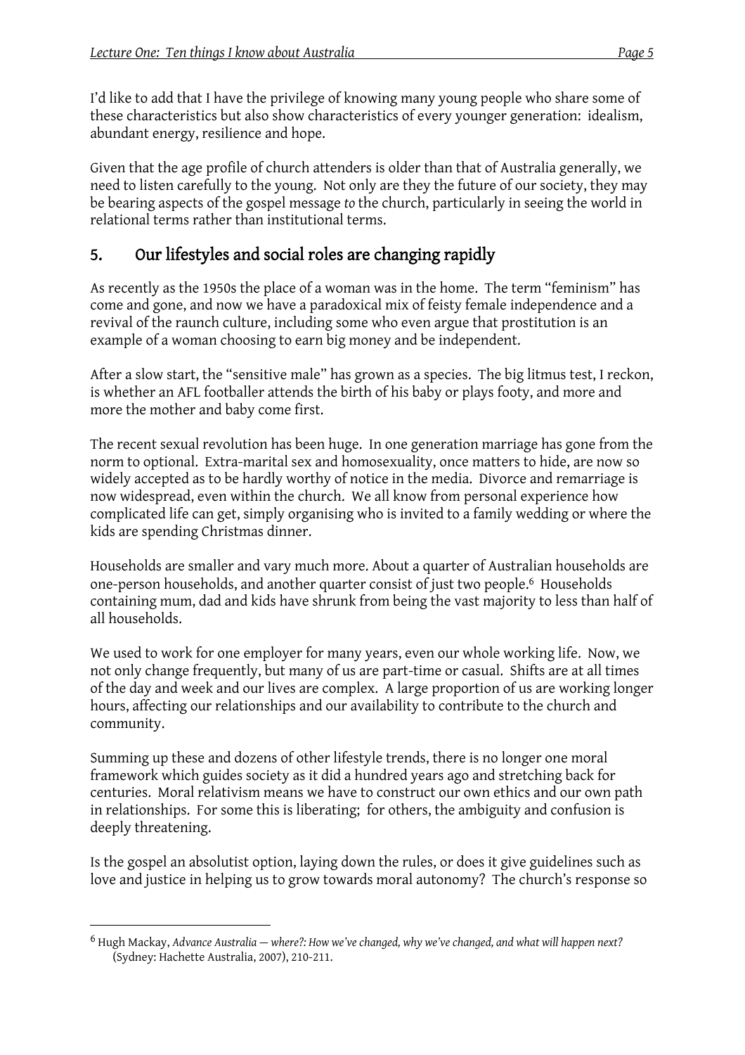I'd like to add that I have the privilege of knowing many young people who share some of these characteristics but also show characteristics of every younger generation: idealism, abundant energy, resilience and hope.

Given that the age profile of church attenders is older than that of Australia generally, we need to listen carefully to the young. Not only are they the future of our society, they may be bearing aspects of the gospel message *to* the church, particularly in seeing the world in relational terms rather than institutional terms.

## 5. Our lifestyles and social roles are changing rapidly

As recently as the 1950s the place of a woman was in the home. The term "feminism" has come and gone, and now we have a paradoxical mix of feisty female independence and a revival of the raunch culture, including some who even argue that prostitution is an example of a woman choosing to earn big money and be independent.

After a slow start, the "sensitive male" has grown as a species. The big litmus test, I reckon, is whether an AFL footballer attends the birth of his baby or plays footy, and more and more the mother and baby come first.

The recent sexual revolution has been huge. In one generation marriage has gone from the norm to optional. Extra-marital sex and homosexuality, once matters to hide, are now so widely accepted as to be hardly worthy of notice in the media. Divorce and remarriage is now widespread, even within the church. We all know from personal experience how complicated life can get, simply organising who is invited to a family wedding or where the kids are spending Christmas dinner.

Households are smaller and vary much more. About a quarter of Australian households are one-person households, and another quarter consist of just two people.[6] Households containing mum, dad and kids have shrunk from being the vast majority to less than half of all households.

We used to work for one employer for many years, even our whole working life. Now, we not only change frequently, but many of us are part-time or casual. Shifts are at all times of the day and week and our lives are complex. A large proportion of us are working longer hours, affecting our relationships and our availability to contribute to the church and community.

Summing up these and dozens of other lifestyle trends, there is no longer one moral framework which guides society as it did a hundred years ago and stretching back for centuries. Moral relativism means we have to construct our own ethics and our own path in relationships. For some this is liberating; for others, the ambiguity and confusion is deeply threatening.

Is the gospel an absolutist option, laying down the rules, or does it give guidelines such as love and justice in helping us to grow towards moral autonomy? The church's response so

---

[6] Hugh Mackay, *Advance Australia — where?: How we've changed, why we've changed, and what will happen next?* (Sydney: Hachette Australia, 2007), 210-211.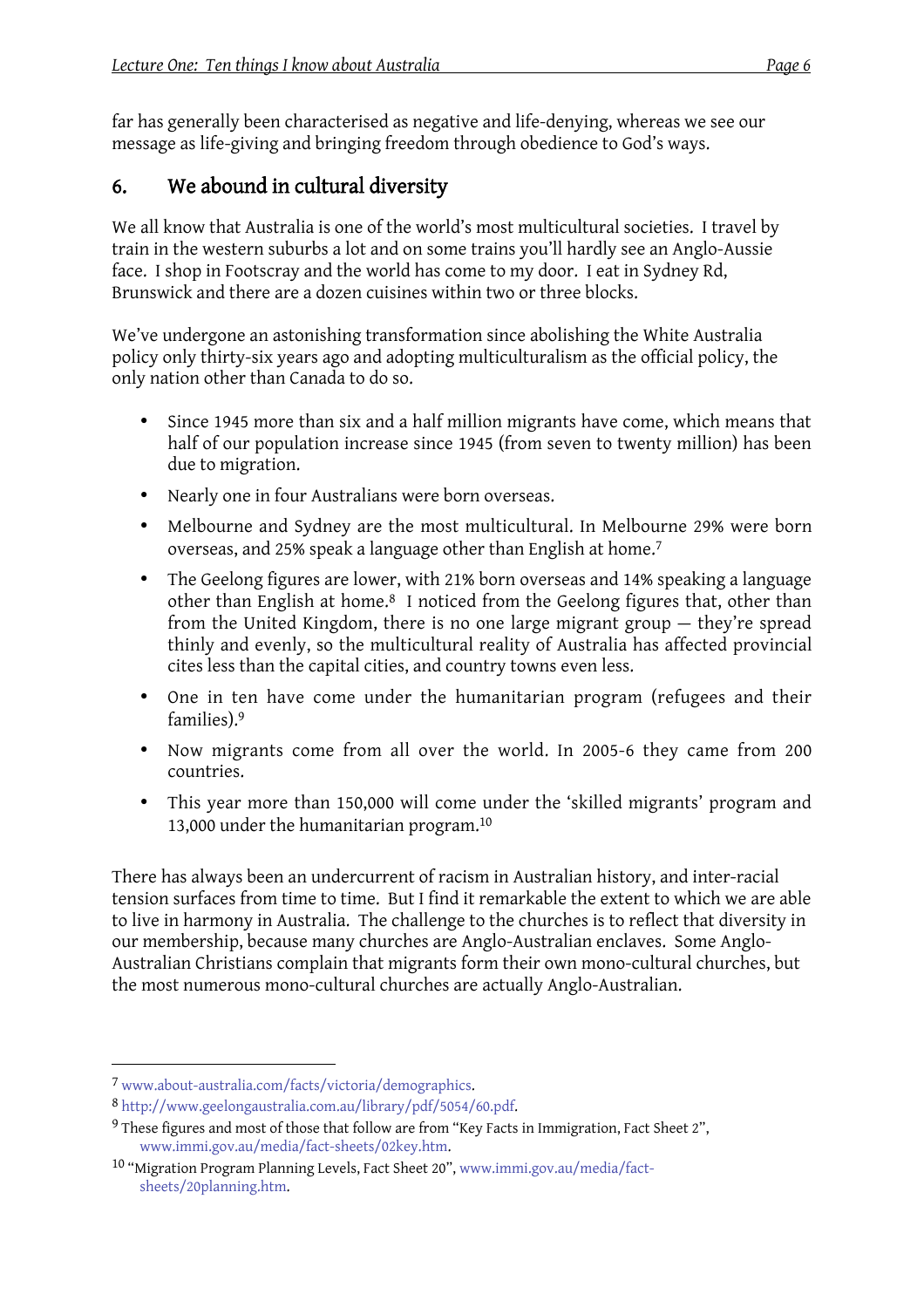far has generally been characterised as negative and life-denying, whereas we see our message as life-giving and bringing freedom through obedience to God's ways.

## 6. We abound in cultural diversity

We all know that Australia is one of the world's most multicultural societies. I travel by train in the western suburbs a lot and on some trains you'll hardly see an Anglo-Aussie face. I shop in Footscray and the world has come to my door. I eat in Sydney Rd, Brunswick and there are a dozen cuisines within two or three blocks.

We've undergone an astonishing transformation since abolishing the White Australia policy only thirty-six years ago and adopting multiculturalism as the official policy, the only nation other than Canada to do so.

- Since 1945 more than six and a half million migrants have come, which means that half of our population increase since 1945 (from seven to twenty million) has been due to migration.
- Nearly one in four Australians were born overseas.
- Melbourne and Sydney are the most multicultural. In Melbourne 29% were born overseas, and 25% speak a language other than English at home.[7]
- The Geelong figures are lower, with 21% born overseas and 14% speaking a language other than English at home.[8] I noticed from the Geelong figures that, other than from the United Kingdom, there is no one large migrant group — they're spread thinly and evenly, so the multicultural reality of Australia has affected provincial cites less than the capital cities, and country towns even less.
- One in ten have come under the humanitarian program (refugees and their families).[9]
- Now migrants come from all over the world. In 2005-6 they came from 200 countries.
- This year more than 150,000 will come under the 'skilled migrants' program and 13,000 under the humanitarian program.[10]

There has always been an undercurrent of racism in Australian history, and inter-racial tension surfaces from time to time. But I find it remarkable the extent to which we are able to live in harmony in Australia. The challenge to the churches is to reflect that diversity in our membership, because many churches are Anglo-Australian enclaves. Some Anglo-Australian Christians complain that migrants form their own mono-cultural churches, but the most numerous mono-cultural churches are actually Anglo-Australian.

---

[7] www.about-australia.com/facts/victoria/demographics.

[8] http://www.geelongaustralia.com.au/library/pdf/5054/60.pdf.

[9] These figures and most of those that follow are from "Key Facts in Immigration, Fact Sheet 2", www.immi.gov.au/media/fact-sheets/02key.htm.

[10] "Migration Program Planning Levels, Fact Sheet 20", www.immi.gov.au/media/fact-sheets/20planning.htm.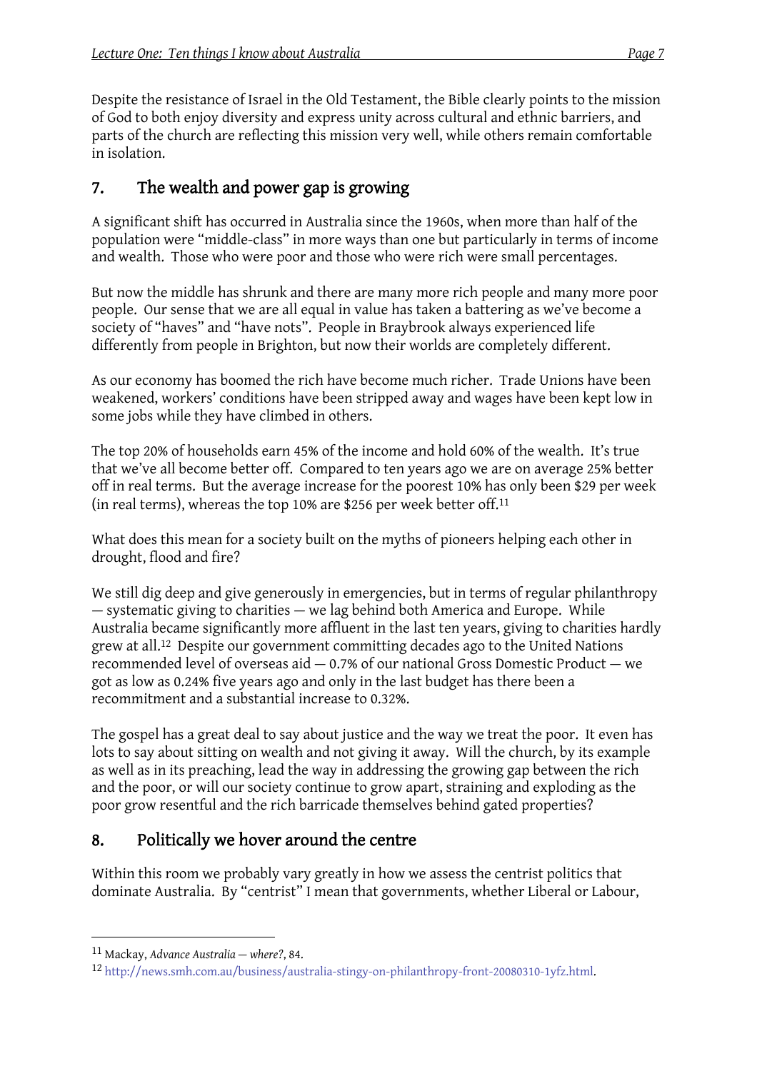Despite the resistance of Israel in the Old Testament, the Bible clearly points to the mission of God to both enjoy diversity and express unity across cultural and ethnic barriers, and parts of the church are reflecting this mission very well, while others remain comfortable in isolation.

## 7. The wealth and power gap is growing

A significant shift has occurred in Australia since the 1960s, when more than half of the population were "middle-class" in more ways than one but particularly in terms of income and wealth. Those who were poor and those who were rich were small percentages.

But now the middle has shrunk and there are many more rich people and many more poor people. Our sense that we are all equal in value has taken a battering as we've become a society of "haves" and "have nots". People in Braybrook always experienced life differently from people in Brighton, but now their worlds are completely different.

As our economy has boomed the rich have become much richer. Trade Unions have been weakened, workers' conditions have been stripped away and wages have been kept low in some jobs while they have climbed in others.

The top 20% of households earn 45% of the income and hold 60% of the wealth. It's true that we've all become better off. Compared to ten years ago we are on average 25% better off in real terms. But the average increase for the poorest 10% has only been $29 per week (in real terms), whereas the top 10% are $256 per week better off.[11]

What does this mean for a society built on the myths of pioneers helping each other in drought, flood and fire?

We still dig deep and give generously in emergencies, but in terms of regular philanthropy — systematic giving to charities — we lag behind both America and Europe. While Australia became significantly more affluent in the last ten years, giving to charities hardly grew at all.[12] Despite our government committing decades ago to the United Nations recommended level of overseas aid — 0.7% of our national Gross Domestic Product — we got as low as 0.24% five years ago and only in the last budget has there been a recommitment and a substantial increase to 0.32%.

The gospel has a great deal to say about justice and the way we treat the poor. It even has lots to say about sitting on wealth and not giving it away. Will the church, by its example as well as in its preaching, lead the way in addressing the growing gap between the rich and the poor, or will our society continue to grow apart, straining and exploding as the poor grow resentful and the rich barricade themselves behind gated properties?

## 8. Politically we hover around the centre

Within this room we probably vary greatly in how we assess the centrist politics that dominate Australia. By "centrist" I mean that governments, whether Liberal or Labour,

---

[11] Mackay, *Advance Australia — where?*, 84.

[12] http://news.smh.com.au/business/australia-stingy-on-philanthropy-front-20080310-1yfz.html.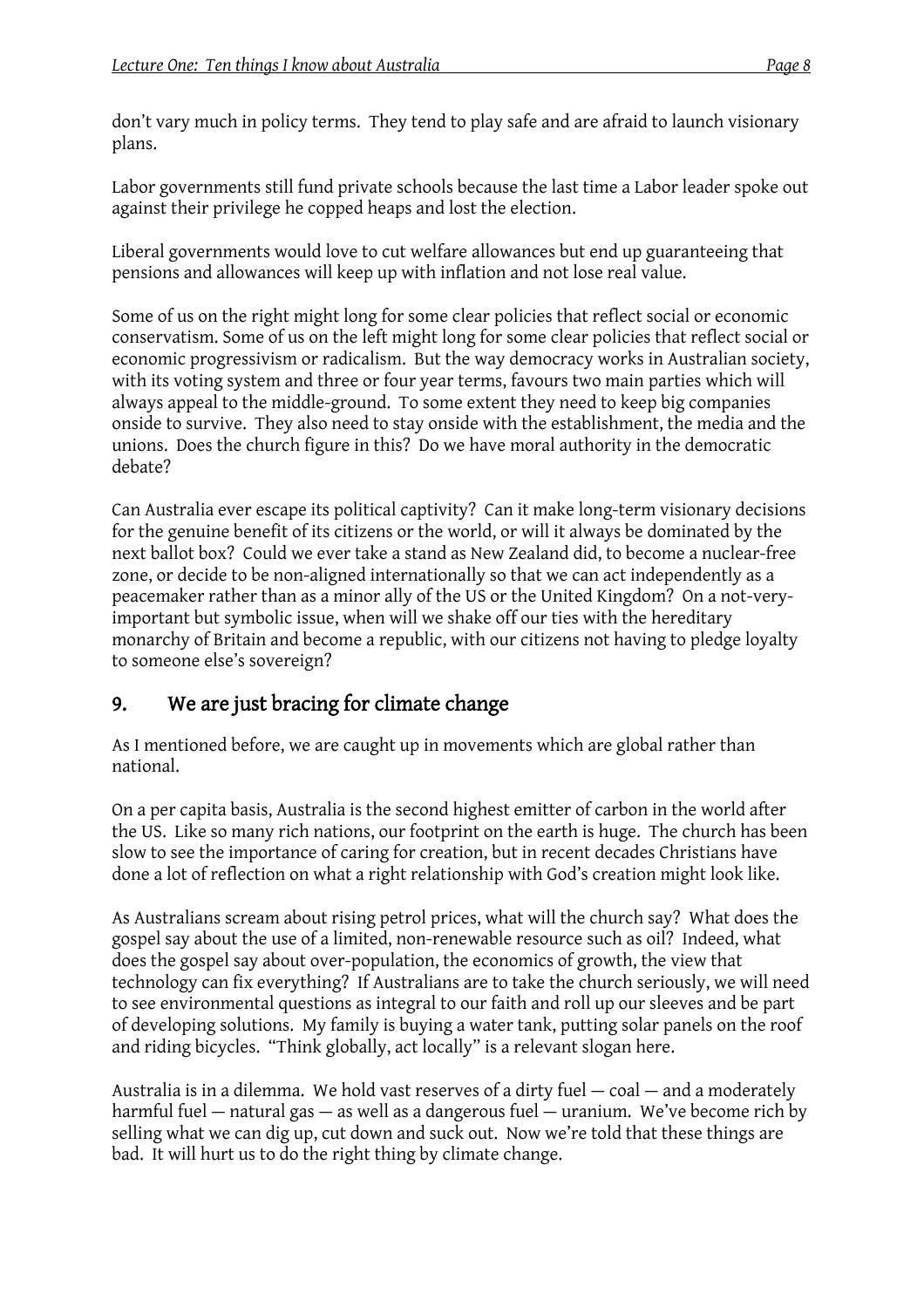don't vary much in policy terms. They tend to play safe and are afraid to launch visionary plans.

Labor governments still fund private schools because the last time a Labor leader spoke out against their privilege he copped heaps and lost the election.

Liberal governments would love to cut welfare allowances but end up guaranteeing that pensions and allowances will keep up with inflation and not lose real value.

Some of us on the right might long for some clear policies that reflect social or economic conservatism. Some of us on the left might long for some clear policies that reflect social or economic progressivism or radicalism. But the way democracy works in Australian society, with its voting system and three or four year terms, favours two main parties which will always appeal to the middle-ground. To some extent they need to keep big companies onside to survive. They also need to stay onside with the establishment, the media and the unions. Does the church figure in this? Do we have moral authority in the democratic debate?

Can Australia ever escape its political captivity? Can it make long-term visionary decisions for the genuine benefit of its citizens or the world, or will it always be dominated by the next ballot box? Could we ever take a stand as New Zealand did, to become a nuclear-free zone, or decide to be non-aligned internationally so that we can act independently as a peacemaker rather than as a minor ally of the US or the United Kingdom? On a not-very-important but symbolic issue, when will we shake off our ties with the hereditary monarchy of Britain and become a republic, with our citizens not having to pledge loyalty to someone else's sovereign?

## 9. We are just bracing for climate change

As I mentioned before, we are caught up in movements which are global rather than national.

On a per capita basis, Australia is the second highest emitter of carbon in the world after the US. Like so many rich nations, our footprint on the earth is huge. The church has been slow to see the importance of caring for creation, but in recent decades Christians have done a lot of reflection on what a right relationship with God's creation might look like.

As Australians scream about rising petrol prices, what will the church say? What does the gospel say about the use of a limited, non-renewable resource such as oil? Indeed, what does the gospel say about over-population, the economics of growth, the view that technology can fix everything? If Australians are to take the church seriously, we will need to see environmental questions as integral to our faith and roll up our sleeves and be part of developing solutions. My family is buying a water tank, putting solar panels on the roof and riding bicycles. "Think globally, act locally" is a relevant slogan here.

Australia is in a dilemma. We hold vast reserves of a dirty fuel — coal — and a moderately harmful fuel — natural gas — as well as a dangerous fuel — uranium. We've become rich by selling what we can dig up, cut down and suck out. Now we're told that these things are bad. It will hurt us to do the right thing by climate change.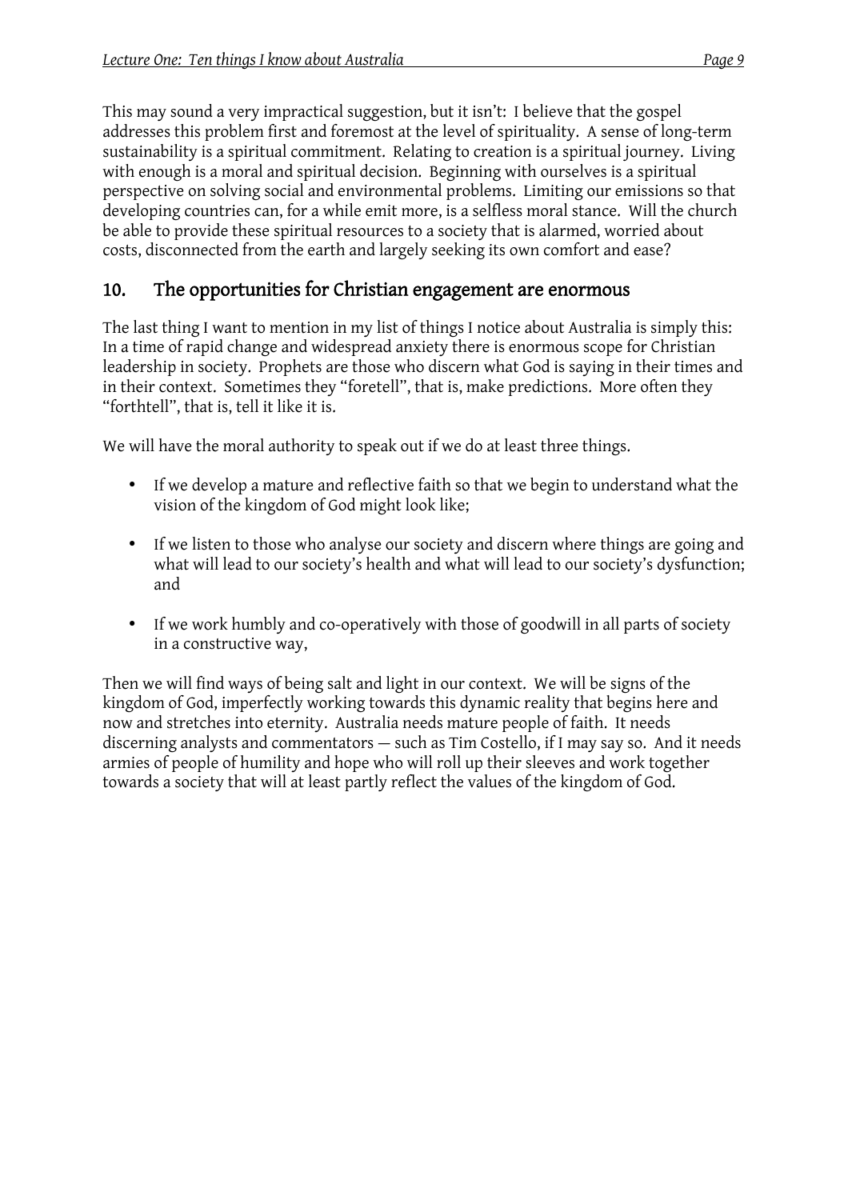This may sound a very impractical suggestion, but it isn't: I believe that the gospel addresses this problem first and foremost at the level of spirituality. A sense of long-term sustainability is a spiritual commitment. Relating to creation is a spiritual journey. Living with enough is a moral and spiritual decision. Beginning with ourselves is a spiritual perspective on solving social and environmental problems. Limiting our emissions so that developing countries can, for a while emit more, is a selfless moral stance. Will the church be able to provide these spiritual resources to a society that is alarmed, worried about costs, disconnected from the earth and largely seeking its own comfort and ease?

## 10. The opportunities for Christian engagement are enormous

The last thing I want to mention in my list of things I notice about Australia is simply this: In a time of rapid change and widespread anxiety there is enormous scope for Christian leadership in society. Prophets are those who discern what God is saying in their times and in their context. Sometimes they "foretell", that is, make predictions. More often they "forthtell", that is, tell it like it is.

We will have the moral authority to speak out if we do at least three things.

- If we develop a mature and reflective faith so that we begin to understand what the vision of the kingdom of God might look like;
- If we listen to those who analyse our society and discern where things are going and what will lead to our society's health and what will lead to our society's dysfunction; and
- If we work humbly and co-operatively with those of goodwill in all parts of society in a constructive way,

Then we will find ways of being salt and light in our context. We will be signs of the kingdom of God, imperfectly working towards this dynamic reality that begins here and now and stretches into eternity. Australia needs mature people of faith. It needs discerning analysts and commentators — such as Tim Costello, if I may say so. And it needs armies of people of humility and hope who will roll up their sleeves and work together towards a society that will at least partly reflect the values of the kingdom of God.